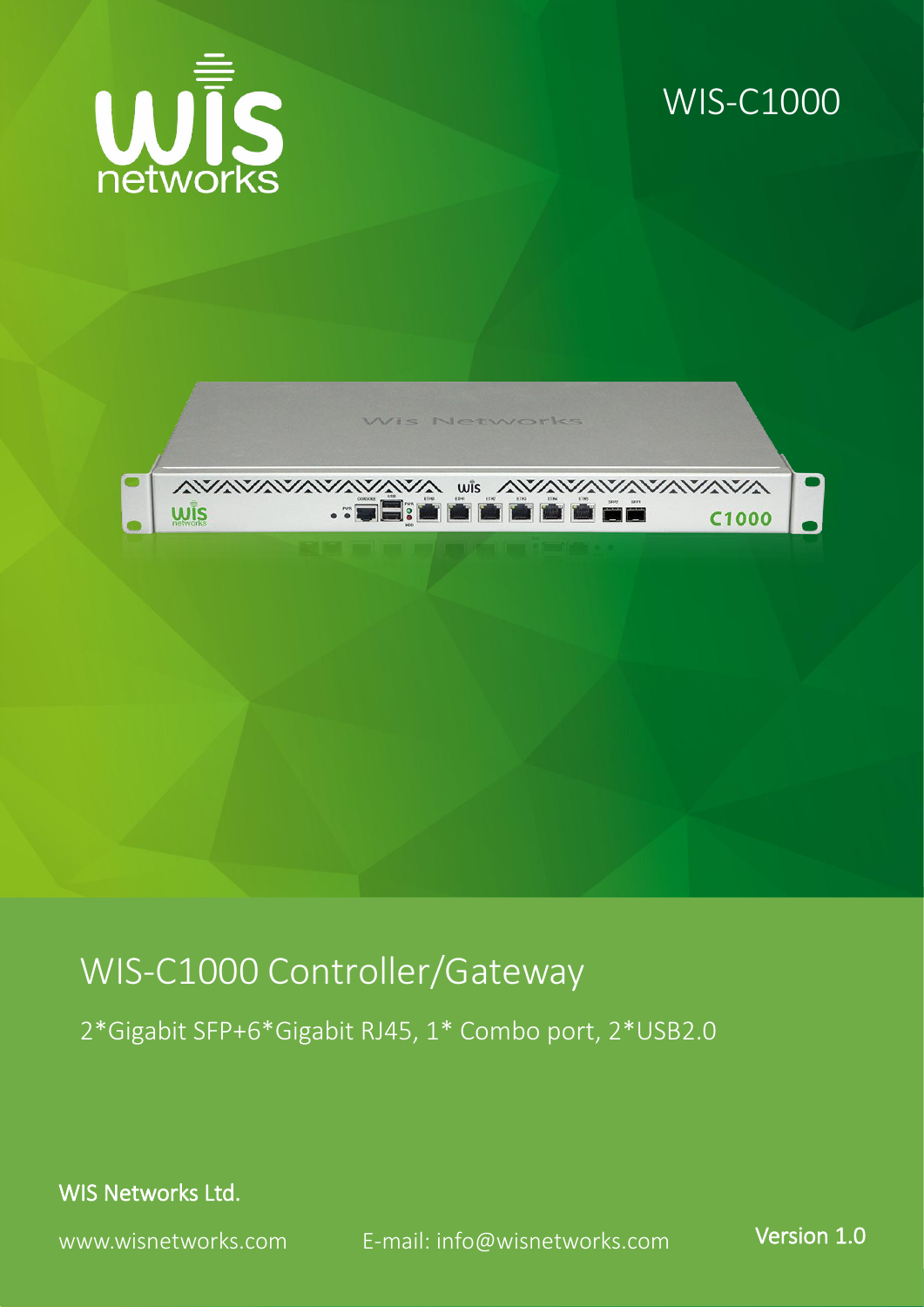WIS-C1000

# WIS-C1000 Controller/Gateway

2*Gigabit SFP+6*Gigabit RJ45, 1* Combo port, 2*USB2.0

**WIS Networks Ltd.**

www.wisnetworks.com E-mail: info@wisnetworks.com

**Version 1.0**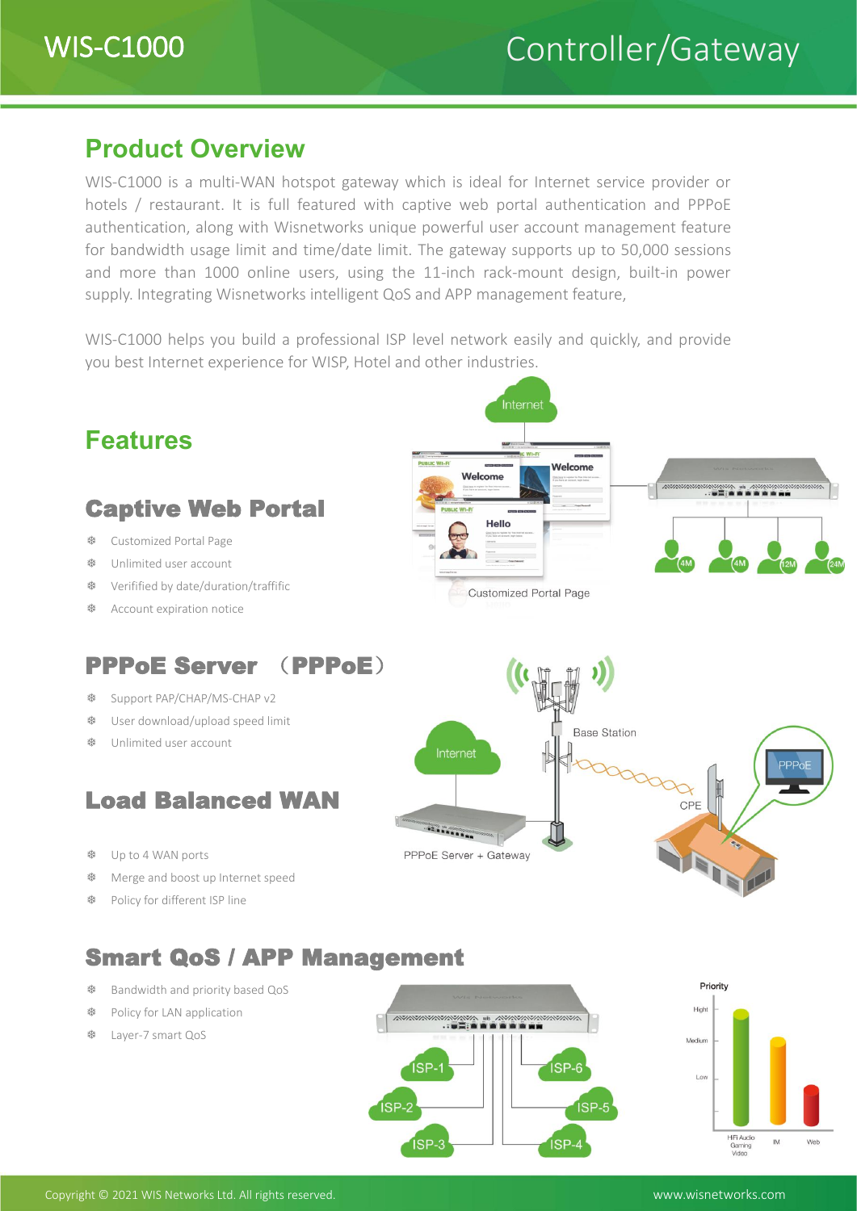# WIS-C1000 Controller/Gateway

## Product Overview

WIS-C1000 is a multi-WAN hotspot gateway which is ideal for Internet service provider or hotels / restaurant. It is full featured with captive web portal authentication and PPPoE authentication, along with Wisnetworks unique powerful user account management feature for bandwidth usage limit and time/date limit. The gateway supports up to 50,000 sessions and more than 1000 online users, using the 11-inch rack-mount design, built-in power supply. Integrating Wisnetworks intelligent QoS and APP management feature,

WIS-C1000 helps you build a professional ISP level network easily and quickly, and provide you best Internet experience for WISP, Hotel and other industries.

## Features

### Captive Web Portal

- Customized Portal Page
- Unlimited user account
- Verified by date/duration/traffific
- Account expiration notice

Customized Portal Page

### PPPoE Server （PPPoE）

- Support PAP/CHAP/MS-CHAP v2
- User download/upload speed limit
- Unlimited user account

### Load Balanced WAN

- Up to 4 WAN ports
- Merge and boost up Internet speed
- Policy for different ISP line

### Smart QoS / APP Management

- Bandwidth and priority based QoS
- Policy for LAN application
- Layer-7 smart QoS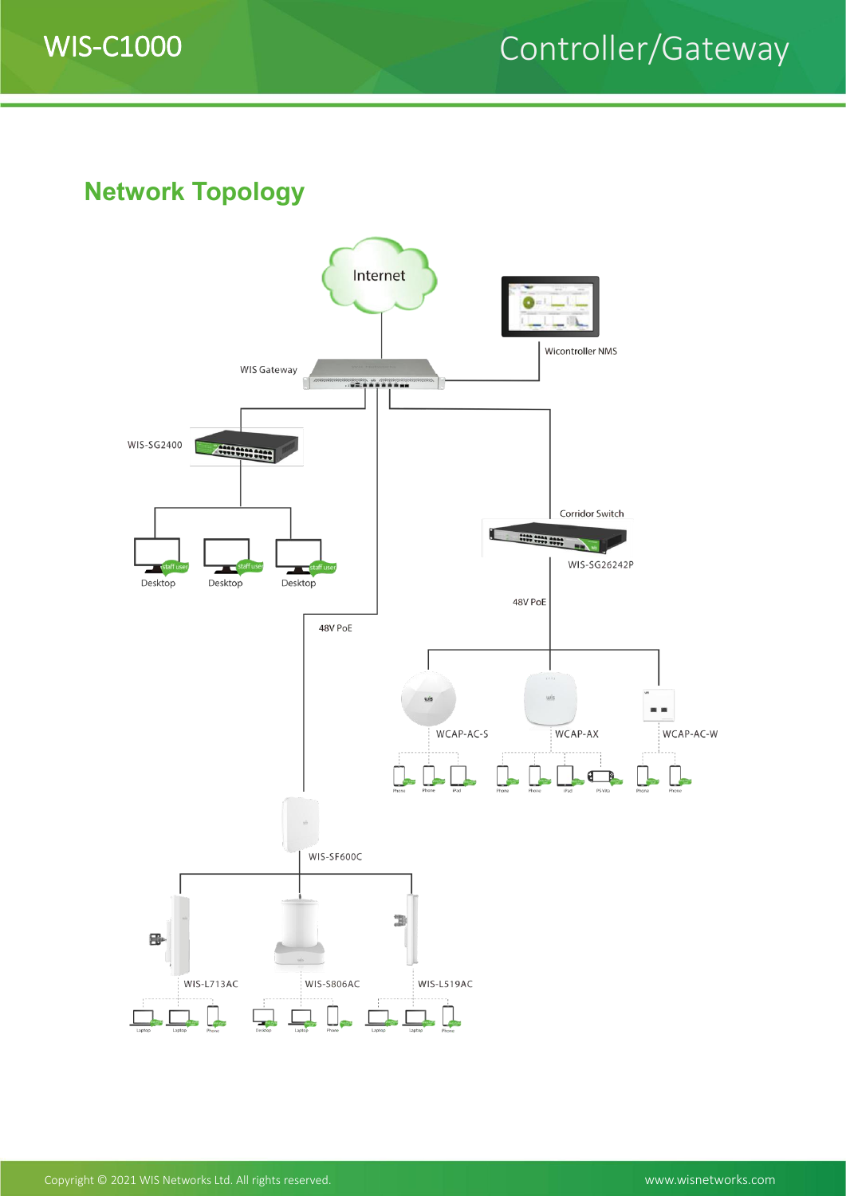## Network Topology

Internet

Wicontroller NMS

WIS Gateway

WIS-SG2400

Desktop Desktop Desktop

Corridor Switch

WIS-SG26242P

48V PoE

48V PoE

WCAP-AC-S WCAP-AX WCAP-AC-W

WIS-SF600C

WIS-L713AC WIS-S806AC WIS-L519AC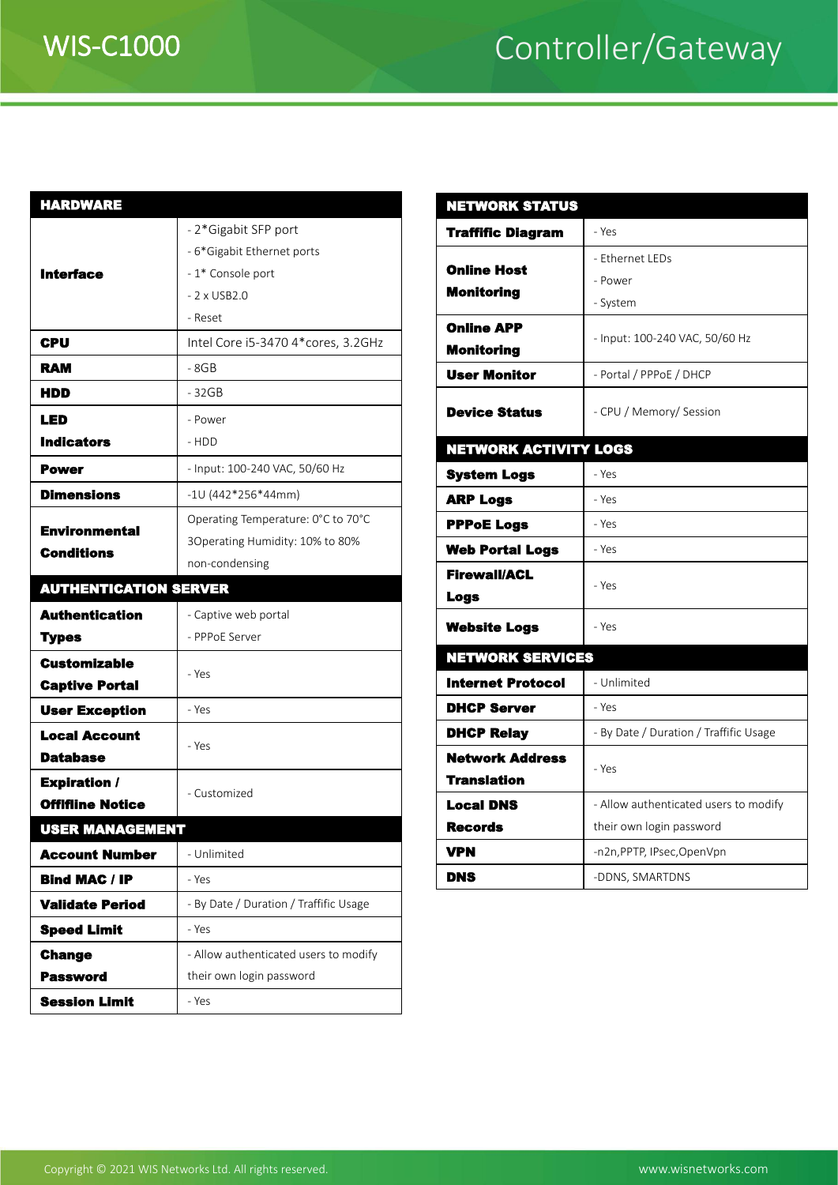# WIS-C1000 Controller/Gateway

| HARDWARE | |
|---|---|
| **Interface** | - 2*Gigabit SFP port<br>- 6*Gigabit Ethernet ports<br>- 1* Console port<br>- 2 x USB2.0<br>- Reset |
| **CPU** | Intel Core i5-3470 4*cores, 3.2GHz |
| **RAM** | - 8GB |
| **HDD** | - 32GB |
| **LED Indicators** | - Power<br>- HDD |
| **Power** | - Input: 100-240 VAC, 50/60 Hz |
| **Dimensions** | -1U (442*256*44mm) |
| **Environmental Conditions** | Operating Temperature: 0°C to 70°C<br>3Operating Humidity: 10% to 80%<br>non-condensing |
| **AUTHENTICATION SERVER** | |
| **Authentication Types** | - Captive web portal<br>- PPPoE Server |
| **Customizable Captive Portal** | - Yes |
| **User Exception** | - Yes |
| **Local Account Database** | - Yes |
| **Expiration / Offlline Notice** | - Customized |
| **USER MANAGEMENT** | |
| **Account Number** | - Unlimited |
| **Bind MAC / IP** | - Yes |
| **Validate Period** | - By Date / Duration / Traffific Usage |
| **Speed Limit** | - Yes |
| **Change Password** | - Allow authenticated users to modify their own login password |
| **Session Limit** | - Yes |

| NETWORK STATUS | |
|---|---|
| **Traffific Diagram** | - Yes |
| **Online Host Monitoring** | - Ethernet LEDs<br>- Power<br>- System |
| **Online APP Monitoring** | - Input: 100-240 VAC, 50/60 Hz |
| **User Monitor** | - Portal / PPPoE / DHCP |
| **Device Status** | - CPU / Memory/ Session |
| **NETWORK ACTIVITY LOGS** | |
| **System Logs** | - Yes |
| **ARP Logs** | - Yes |
| **PPPoE Logs** | - Yes |
| **Web Portal Logs** | - Yes |
| **Firewall/ACL Logs** | - Yes |
| **Website Logs** | - Yes |
| **NETWORK SERVICES** | |
| **Internet Protocol** | - Unlimited |
| **DHCP Server** | - Yes |
| **DHCP Relay** | - By Date / Duration / Traffific Usage |
| **Network Address Translation** | - Yes |
| **Local DNS Records** | - Allow authenticated users to modify their own login password |
| **VPN** | -n2n,PPTP, IPsec,OpenVpn |
| **DNS** | -DDNS, SMARTDNS |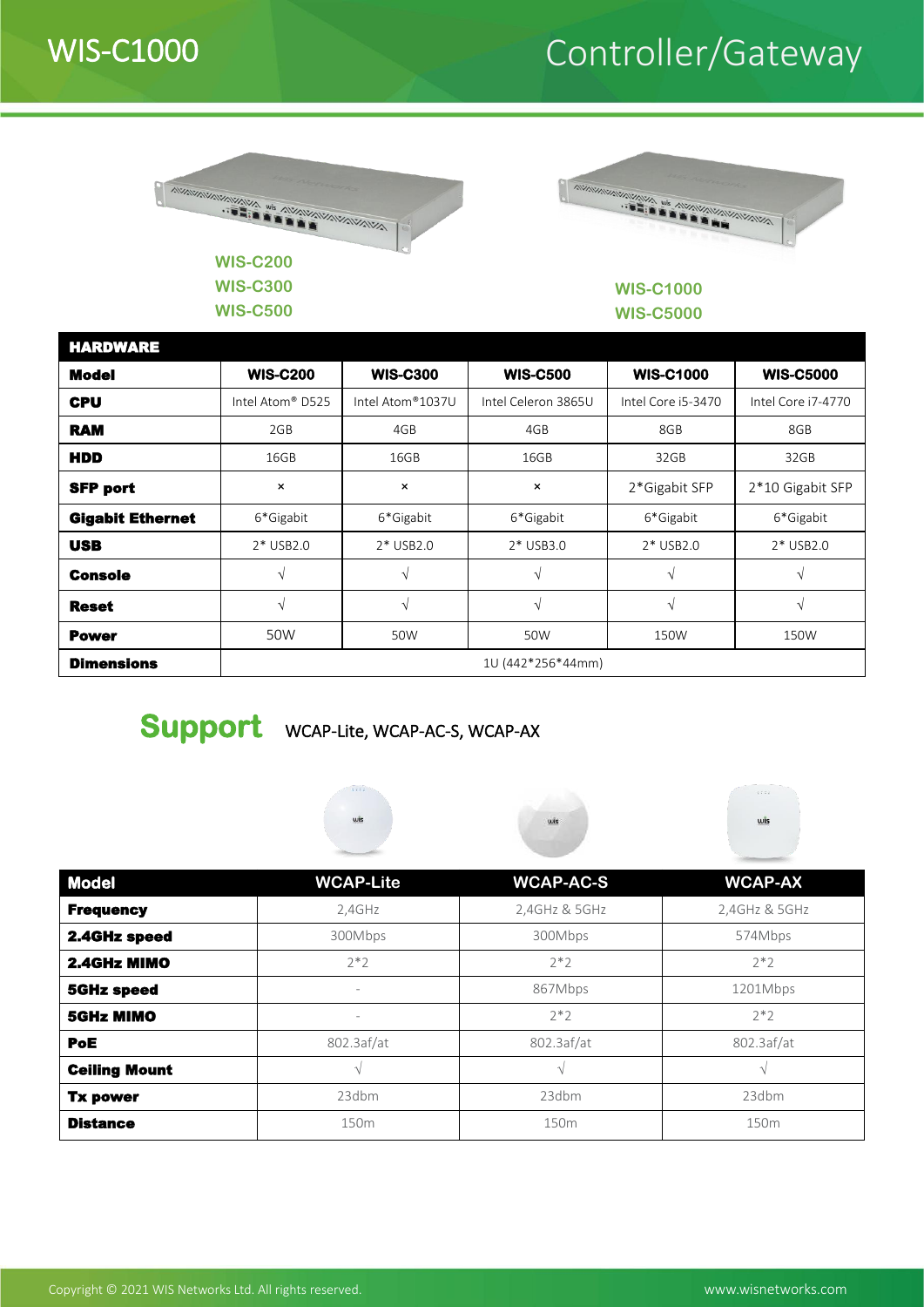# WIS-C1000

## Controller/Gateway

WIS-C200
WIS-C300
WIS-C500

WIS-C1000
WIS-C5000

| HARDWARE | | | | | |
|---|---|---|---|---|---|
| **Model** | **WIS-C200** | **WIS-C300** | **WIS-C500** | **WIS-C1000** | **WIS-C5000** |
| **CPU** | Intel Atom® D525 | Intel Atom®1037U | Intel Celeron 3865U | Intel Core i5-3470 | Intel Core i7-4770 |
| **RAM** | 2GB | 4GB | 4GB | 8GB | 8GB |
| **HDD** | 16GB | 16GB | 16GB | 32GB | 32GB |
| **SFP port** | × | × | × | 2*Gigabit SFP | 2*10 Gigabit SFP |
| **Gigabit Ethernet** | 6*Gigabit | 6*Gigabit | 6*Gigabit | 6*Gigabit | 6*Gigabit |
| **USB** | 2* USB2.0 | 2* USB2.0 | 2* USB3.0 | 2* USB2.0 | 2* USB2.0 |
| **Console** | √ | √ | √ | √ | √ |
| **Reset** | √ | √ | √ | √ | √ |
| **Power** | 50W | 50W | 50W | 150W | 150W |
| **Dimensions** | 1U (442*256*44mm) | | | | |

## Support WCAP-Lite, WCAP-AC-S, WCAP-AX

| Model | WCAP-Lite | WCAP-AC-S | WCAP-AX |
|---|---|---|---|
| **Frequency** | 2,4GHz | 2,4GHz & 5GHz | 2,4GHz & 5GHz |
| **2.4GHz speed** | 300Mbps | 300Mbps | 574Mbps |
| **2.4GHz MIMO** | 2*2 | 2*2 | 2*2 |
| **5GHz speed** | - | 867Mbps | 1201Mbps |
| **5GHz MIMO** | - | 2*2 | 2*2 |
| **PoE** | 802.3af/at | 802.3af/at | 802.3af/at |
| **Ceiling Mount** | √ | √ | √ |
| **Tx power** | 23dbm | 23dbm | 23dbm |
| **Distance** | 150m | 150m | 150m |

Copyright © 2021 WIS Networks Ltd. All rights reserved.
www.wisnetworks.com